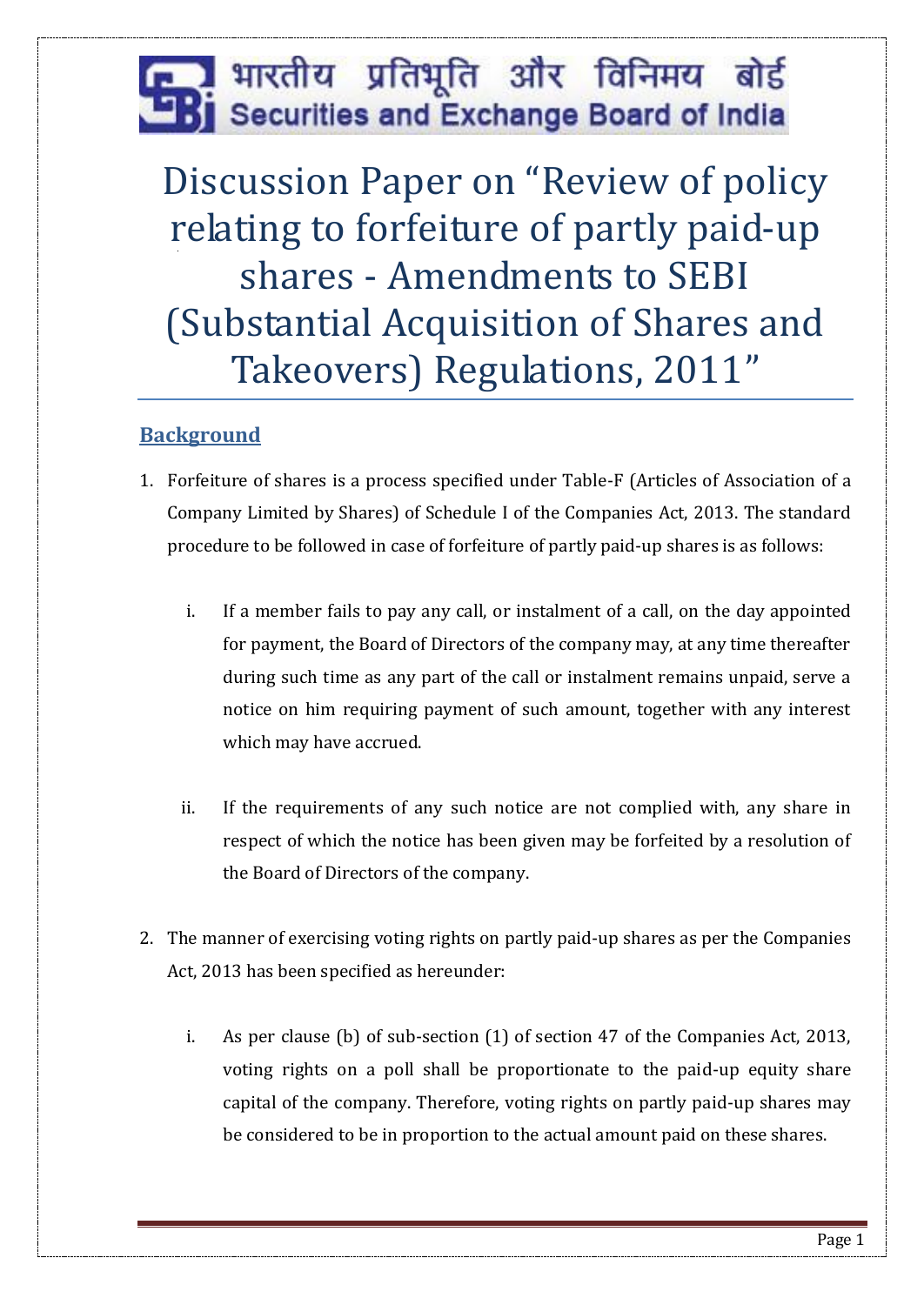भारतीय प्रतिभूति और विनिमय बोर्ड
Securities and Exchange Board of India

# Discussion Paper on "Review of policy relating to forfeiture of partly paid-up shares - Amendments to SEBI (Substantial Acquisition of Shares and Takeovers) Regulations, 2011"

## Background

1. Forfeiture of shares is a process specified under Table-F (Articles of Association of a Company Limited by Shares) of Schedule I of the Companies Act, 2013. The standard procedure to be followed in case of forfeiture of partly paid-up shares is as follows:

   i. If a member fails to pay any call, or instalment of a call, on the day appointed for payment, the Board of Directors of the company may, at any time thereafter during such time as any part of the call or instalment remains unpaid, serve a notice on him requiring payment of such amount, together with any interest which may have accrued.

   ii. If the requirements of any such notice are not complied with, any share in respect of which the notice has been given may be forfeited by a resolution of the Board of Directors of the company.

2. The manner of exercising voting rights on partly paid-up shares as per the Companies Act, 2013 has been specified as hereunder:

   i. As per clause (b) of sub-section (1) of section 47 of the Companies Act, 2013, voting rights on a poll shall be proportionate to the paid-up equity share capital of the company. Therefore, voting rights on partly paid-up shares may be considered to be in proportion to the actual amount paid on these shares.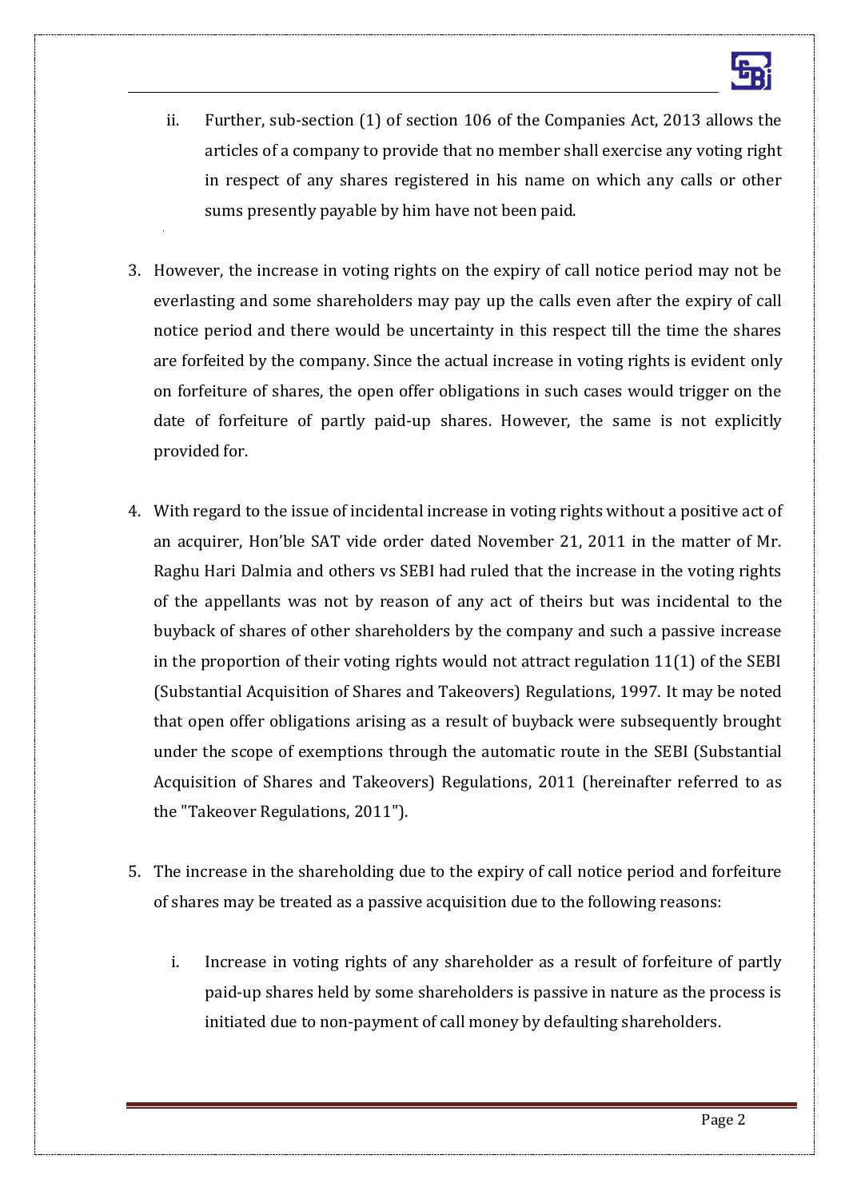ii. Further, sub-section (1) of section 106 of the Companies Act, 2013 allows the articles of a company to provide that no member shall exercise any voting right in respect of any shares registered in his name on which any calls or other sums presently payable by him have not been paid.

3. However, the increase in voting rights on the expiry of call notice period may not be everlasting and some shareholders may pay up the calls even after the expiry of call notice period and there would be uncertainty in this respect till the time the shares are forfeited by the company. Since the actual increase in voting rights is evident only on forfeiture of shares, the open offer obligations in such cases would trigger on the date of forfeiture of partly paid-up shares. However, the same is not explicitly provided for.

4. With regard to the issue of incidental increase in voting rights without a positive act of an acquirer, Hon'ble SAT vide order dated November 21, 2011 in the matter of Mr. Raghu Hari Dalmia and others vs SEBI had ruled that the increase in the voting rights of the appellants was not by reason of any act of theirs but was incidental to the buyback of shares of other shareholders by the company and such a passive increase in the proportion of their voting rights would not attract regulation 11(1) of the SEBI (Substantial Acquisition of Shares and Takeovers) Regulations, 1997. It may be noted that open offer obligations arising as a result of buyback were subsequently brought under the scope of exemptions through the automatic route in the SEBI (Substantial Acquisition of Shares and Takeovers) Regulations, 2011 (hereinafter referred to as the "Takeover Regulations, 2011").

5. The increase in the shareholding due to the expiry of call notice period and forfeiture of shares may be treated as a passive acquisition due to the following reasons:

   i. Increase in voting rights of any shareholder as a result of forfeiture of partly paid-up shares held by some shareholders is passive in nature as the process is initiated due to non-payment of call money by defaulting shareholders.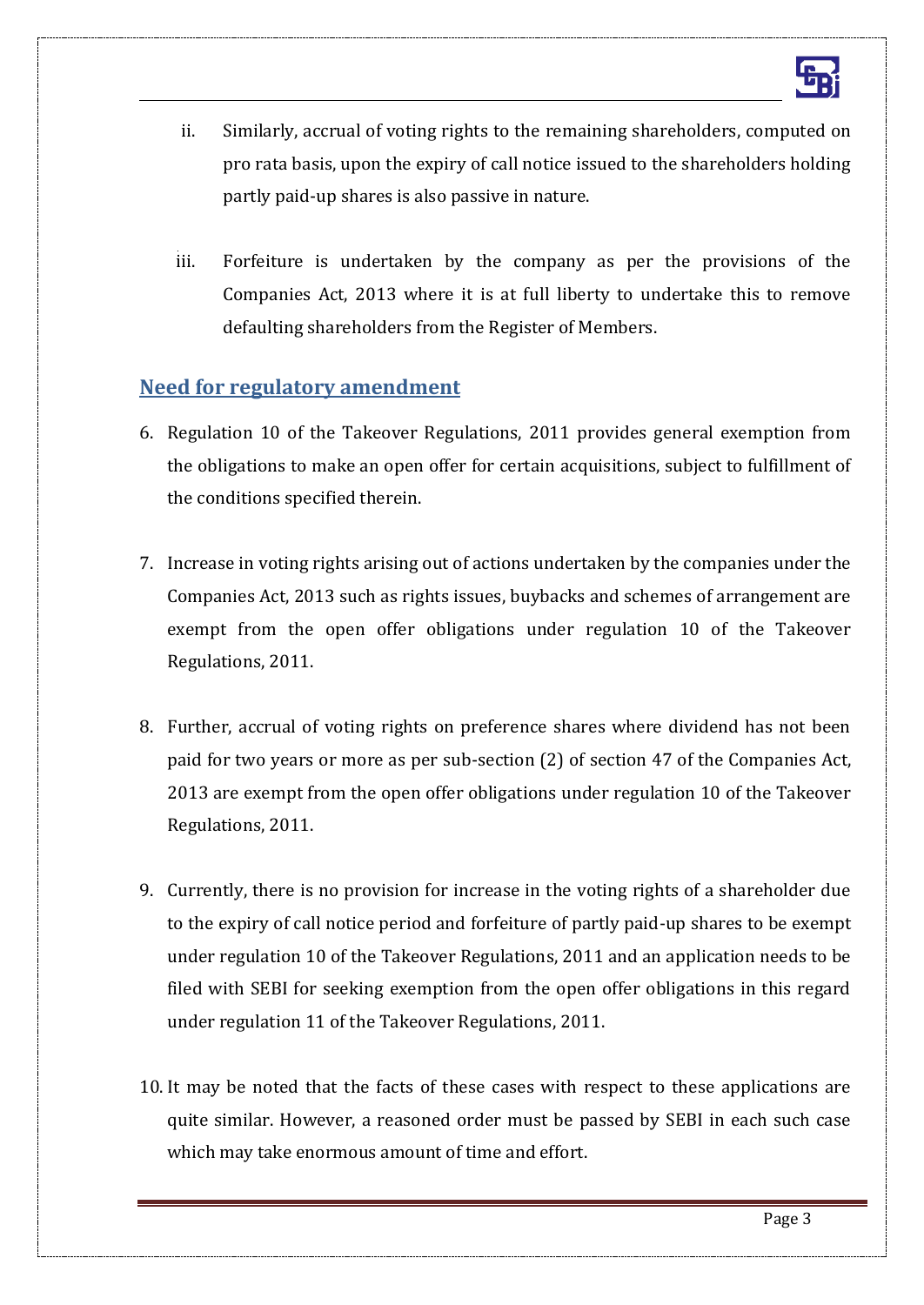ii. Similarly, accrual of voting rights to the remaining shareholders, computed on pro rata basis, upon the expiry of call notice issued to the shareholders holding partly paid-up shares is also passive in nature.

iii. Forfeiture is undertaken by the company as per the provisions of the Companies Act, 2013 where it is at full liberty to undertake this to remove defaulting shareholders from the Register of Members.

## Need for regulatory amendment

6. Regulation 10 of the Takeover Regulations, 2011 provides general exemption from the obligations to make an open offer for certain acquisitions, subject to fulfillment of the conditions specified therein.

7. Increase in voting rights arising out of actions undertaken by the companies under the Companies Act, 2013 such as rights issues, buybacks and schemes of arrangement are exempt from the open offer obligations under regulation 10 of the Takeover Regulations, 2011.

8. Further, accrual of voting rights on preference shares where dividend has not been paid for two years or more as per sub-section (2) of section 47 of the Companies Act, 2013 are exempt from the open offer obligations under regulation 10 of the Takeover Regulations, 2011.

9. Currently, there is no provision for increase in the voting rights of a shareholder due to the expiry of call notice period and forfeiture of partly paid-up shares to be exempt under regulation 10 of the Takeover Regulations, 2011 and an application needs to be filed with SEBI for seeking exemption from the open offer obligations in this regard under regulation 11 of the Takeover Regulations, 2011.

10. It may be noted that the facts of these cases with respect to these applications are quite similar. However, a reasoned order must be passed by SEBI in each such case which may take enormous amount of time and effort.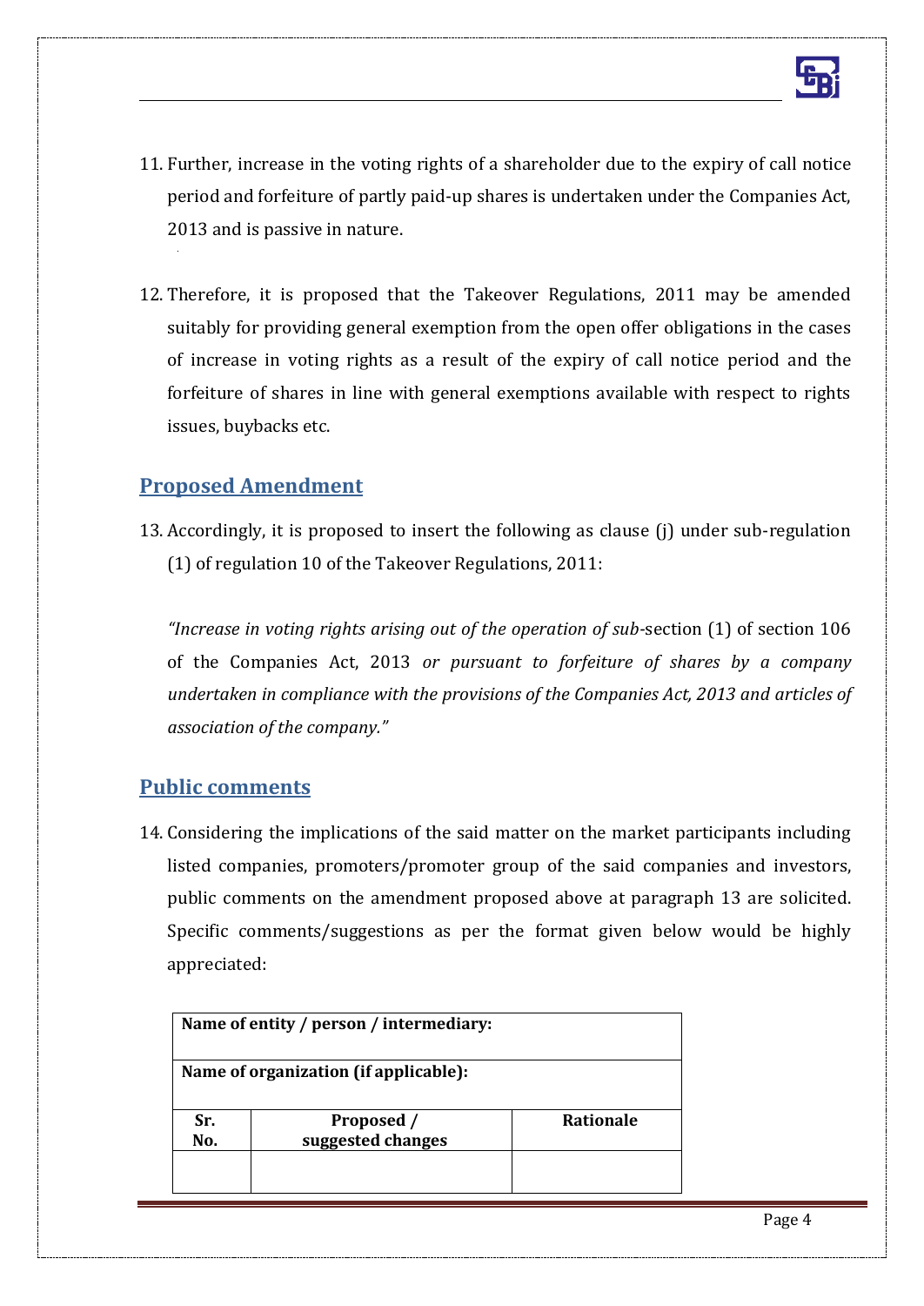11. Further, increase in the voting rights of a shareholder due to the expiry of call notice period and forfeiture of partly paid-up shares is undertaken under the Companies Act, 2013 and is passive in nature.

12. Therefore, it is proposed that the Takeover Regulations, 2011 may be amended suitably for providing general exemption from the open offer obligations in the cases of increase in voting rights as a result of the expiry of call notice period and the forfeiture of shares in line with general exemptions available with respect to rights issues, buybacks etc.

## Proposed Amendment

13. Accordingly, it is proposed to insert the following as clause (j) under sub-regulation (1) of regulation 10 of the Takeover Regulations, 2011:

   *"Increase in voting rights arising out of the operation of sub-*section (1) of section 106 of the Companies Act, 2013 *or pursuant to forfeiture of shares by a company undertaken in compliance with the provisions of the Companies Act, 2013 and articles of association of the company."*

## Public comments

14. Considering the implications of the said matter on the market participants including listed companies, promoters/promoter group of the said companies and investors, public comments on the amendment proposed above at paragraph 13 are solicited. Specific comments/suggestions as per the format given below would be highly appreciated:

| **Name of entity / person / intermediary:** | | |
|---|---|---|
| **Name of organization (if applicable):** | | |
| **Sr. No.** | **Proposed / suggested changes** | **Rationale** |
| | | |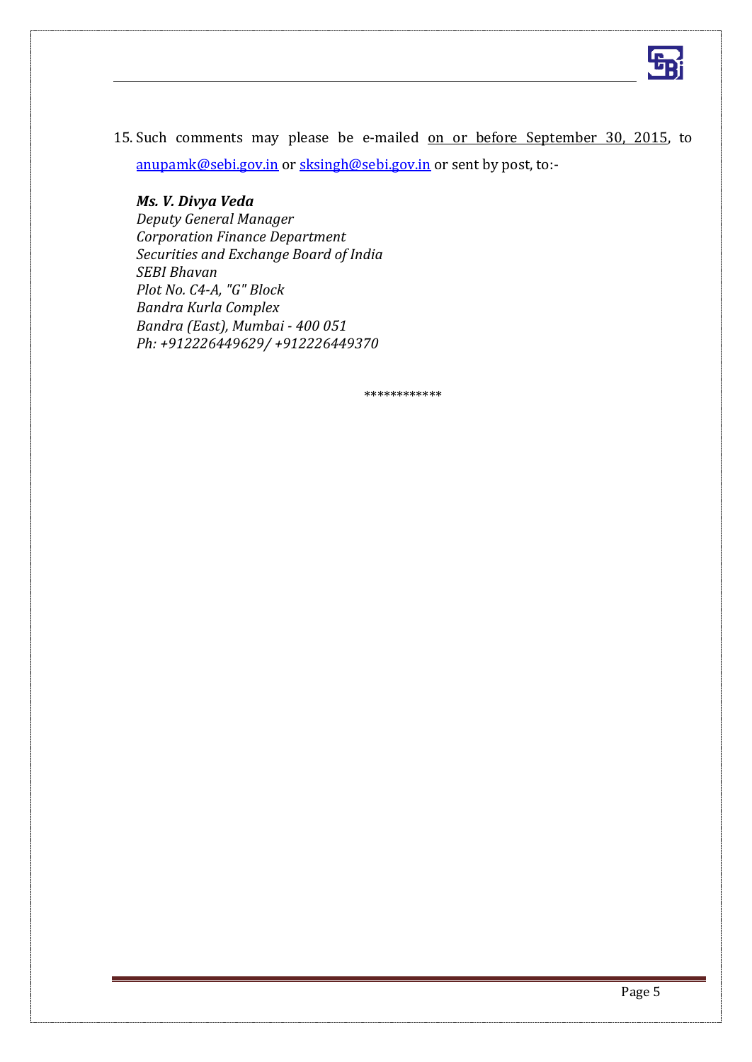15. Such comments may please be e-mailed <u>on or before September 30, 2015</u>, to anupamk@sebi.gov.in or sksingh@sebi.gov.in or sent by post, to:-

***Ms. V. Divya Veda***  
*Deputy General Manager*  
*Corporation Finance Department*  
*Securities and Exchange Board of India*  
*SEBI Bhavan*  
*Plot No. C4-A, "G" Block*  
*Bandra Kurla Complex*  
*Bandra (East), Mumbai - 400 051*  
*Ph: +912226449629/ +912226449370*

************